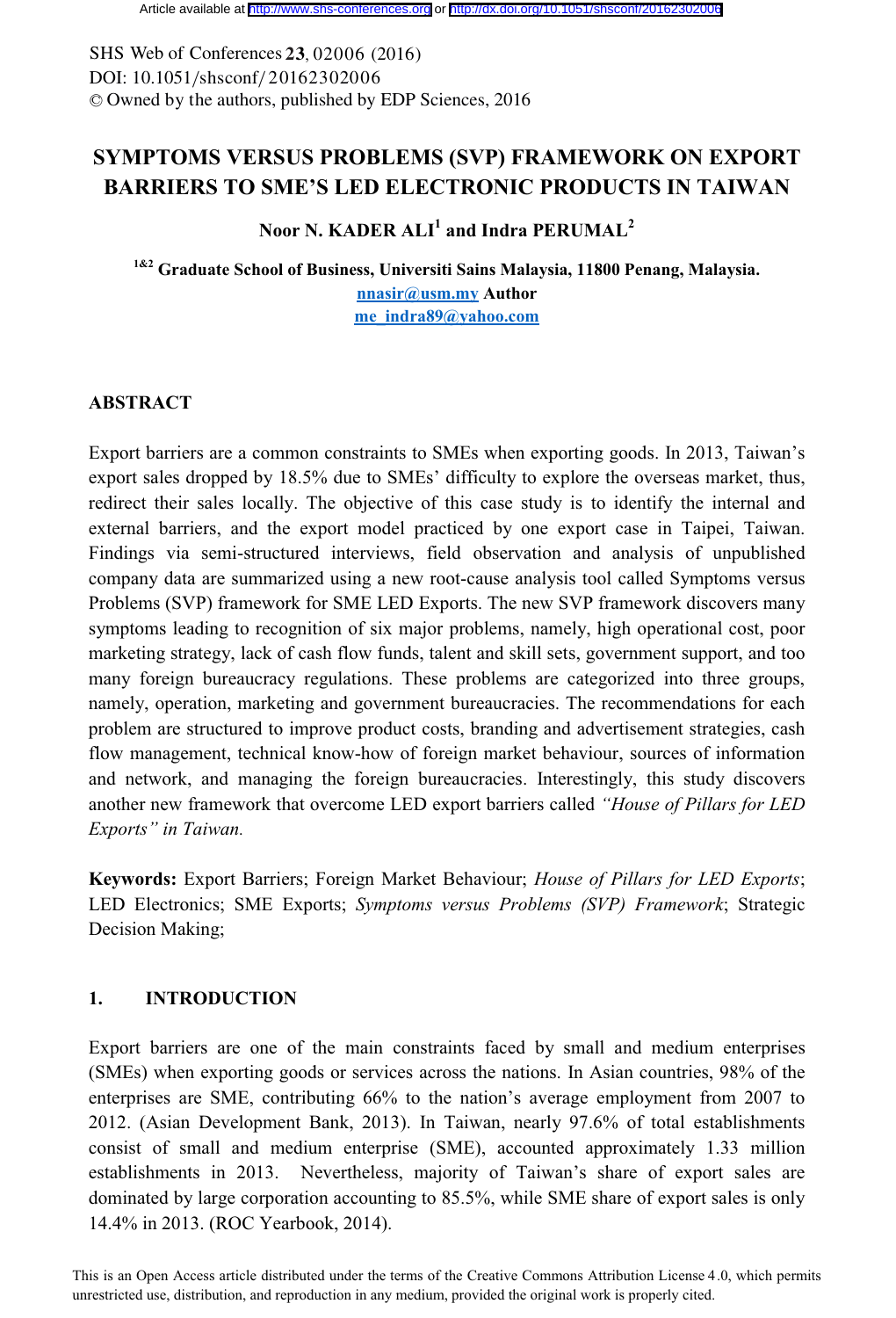# SYMPTOMS VERSUS PROBLEMS (SVP) FRAMEWORK ON EXPORT BARRIERS TO SME'S LED ELECTRONIC PRODUCTS IN TAIWAN

**Noor N. KADER ALI[1] and Indra PERUMAL[2]**

**[1&2] Graduate School of Business, Universiti Sains Malaysia, 11800 Penang, Malaysia.**

nnasir@usm.my **Author**

me_indra89@yahoo.com

## ABSTRACT

Export barriers are a common constraints to SMEs when exporting goods. In 2013, Taiwan's export sales dropped by 18.5% due to SMEs' difficulty to explore the overseas market, thus, redirect their sales locally. The objective of this case study is to identify the internal and external barriers, and the export model practiced by one export case in Taipei, Taiwan. Findings via semi-structured interviews, field observation and analysis of unpublished company data are summarized using a new root-cause analysis tool called Symptoms versus Problems (SVP) framework for SME LED Exports. The new SVP framework discovers many symptoms leading to recognition of six major problems, namely, high operational cost, poor marketing strategy, lack of cash flow funds, talent and skill sets, government support, and too many foreign bureaucracy regulations. These problems are categorized into three groups, namely, operation, marketing and government bureaucracies. The recommendations for each problem are structured to improve product costs, branding and advertisement strategies, cash flow management, technical know-how of foreign market behaviour, sources of information and network, and managing the foreign bureaucracies. Interestingly, this study discovers another new framework that overcome LED export barriers called *"House of Pillars for LED Exports" in Taiwan.*

**Keywords:** Export Barriers; Foreign Market Behaviour; *House of Pillars for LED Exports*; LED Electronics; SME Exports; *Symptoms versus Problems (SVP) Framework*; Strategic Decision Making;

## 1. INTRODUCTION

Export barriers are one of the main constraints faced by small and medium enterprises (SMEs) when exporting goods or services across the nations. In Asian countries, 98% of the enterprises are SME, contributing 66% to the nation's average employment from 2007 to 2012. (Asian Development Bank, 2013). In Taiwan, nearly 97.6% of total establishments consist of small and medium enterprise (SME), accounted approximately 1.33 million establishments in 2013. Nevertheless, majority of Taiwan's share of export sales are dominated by large corporation accounting to 85.5%, while SME share of export sales is only 14.4% in 2013. (ROC Yearbook, 2014).

This is an Open Access article distributed under the terms of the Creative Commons Attribution License 4.0, which permits unrestricted use, distribution, and reproduction in any medium, provided the original work is properly cited.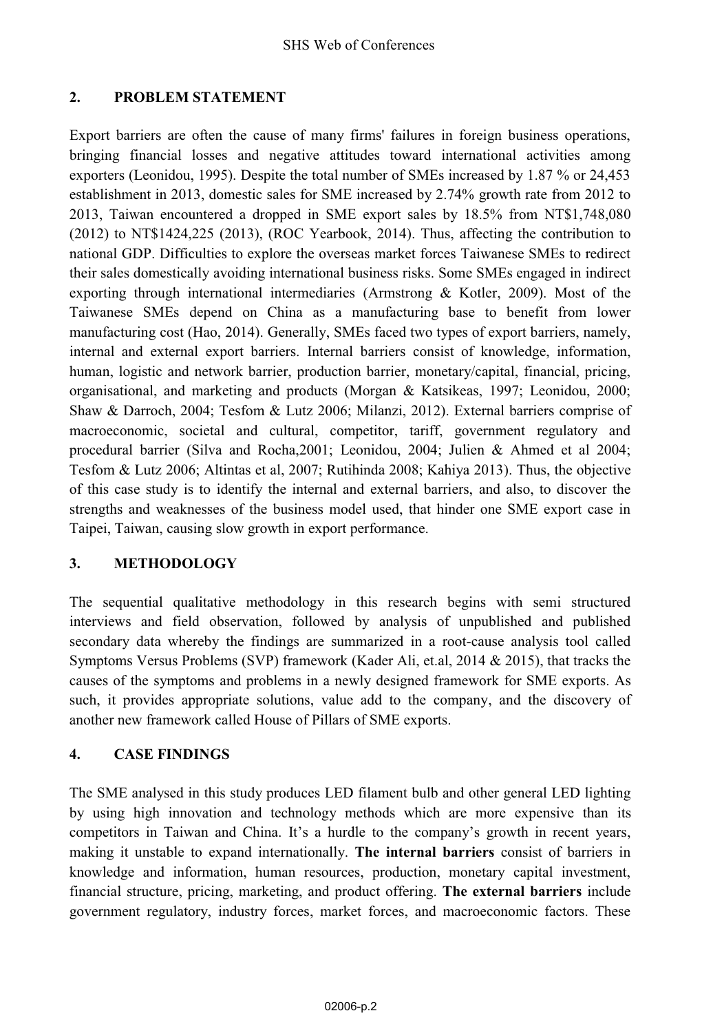## 2. PROBLEM STATEMENT

Export barriers are often the cause of many firms' failures in foreign business operations, bringing financial losses and negative attitudes toward international activities among exporters (Leonidou, 1995). Despite the total number of SMEs increased by 1.87 % or 24,453 establishment in 2013, domestic sales for SME increased by 2.74% growth rate from 2012 to 2013, Taiwan encountered a dropped in SME export sales by 18.5% from NT$1,748,080 (2012) to NT$1424,225 (2013), (ROC Yearbook, 2014). Thus, affecting the contribution to national GDP. Difficulties to explore the overseas market forces Taiwanese SMEs to redirect their sales domestically avoiding international business risks. Some SMEs engaged in indirect exporting through international intermediaries (Armstrong & Kotler, 2009). Most of the Taiwanese SMEs depend on China as a manufacturing base to benefit from lower manufacturing cost (Hao, 2014). Generally, SMEs faced two types of export barriers, namely, internal and external export barriers. Internal barriers consist of knowledge, information, human, logistic and network barrier, production barrier, monetary/capital, financial, pricing, organisational, and marketing and products (Morgan & Katsikeas, 1997; Leonidou, 2000; Shaw & Darroch, 2004; Tesfom & Lutz 2006; Milanzi, 2012). External barriers comprise of macroeconomic, societal and cultural, competitor, tariff, government regulatory and procedural barrier (Silva and Rocha,2001; Leonidou, 2004; Julien & Ahmed et al 2004; Tesfom & Lutz 2006; Altintas et al, 2007; Rutihinda 2008; Kahiya 2013). Thus, the objective of this case study is to identify the internal and external barriers, and also, to discover the strengths and weaknesses of the business model used, that hinder one SME export case in Taipei, Taiwan, causing slow growth in export performance.

## 3. METHODOLOGY

The sequential qualitative methodology in this research begins with semi structured interviews and field observation, followed by analysis of unpublished and published secondary data whereby the findings are summarized in a root-cause analysis tool called Symptoms Versus Problems (SVP) framework (Kader Ali, et.al, 2014 & 2015), that tracks the causes of the symptoms and problems in a newly designed framework for SME exports. As such, it provides appropriate solutions, value add to the company, and the discovery of another new framework called House of Pillars of SME exports.

## 4. CASE FINDINGS

The SME analysed in this study produces LED filament bulb and other general LED lighting by using high innovation and technology methods which are more expensive than its competitors in Taiwan and China. It's a hurdle to the company's growth in recent years, making it unstable to expand internationally. **The internal barriers** consist of barriers in knowledge and information, human resources, production, monetary capital investment, financial structure, pricing, marketing, and product offering. **The external barriers** include government regulatory, industry forces, market forces, and macroeconomic factors. These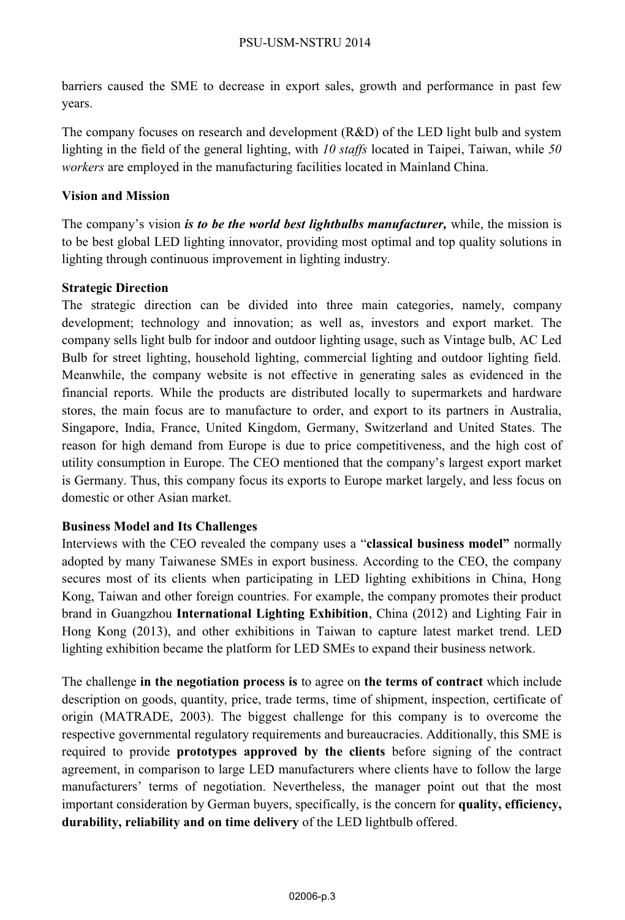barriers caused the SME to decrease in export sales, growth and performance in past few years.

The company focuses on research and development (R&D) of the LED light bulb and system lighting in the field of the general lighting, with *10 staffs* located in Taipei, Taiwan, while *50 workers* are employed in the manufacturing facilities located in Mainland China.

**Vision and Mission**

The company's vision ***is to be the world best lightbulbs manufacturer,*** while, the mission is to be best global LED lighting innovator, providing most optimal and top quality solutions in lighting through continuous improvement in lighting industry.

**Strategic Direction**

The strategic direction can be divided into three main categories, namely, company development; technology and innovation; as well as, investors and export market. The company sells light bulb for indoor and outdoor lighting usage, such as Vintage bulb, AC Led Bulb for street lighting, household lighting, commercial lighting and outdoor lighting field. Meanwhile, the company website is not effective in generating sales as evidenced in the financial reports. While the products are distributed locally to supermarkets and hardware stores, the main focus are to manufacture to order, and export to its partners in Australia, Singapore, India, France, United Kingdom, Germany, Switzerland and United States. The reason for high demand from Europe is due to price competitiveness, and the high cost of utility consumption in Europe. The CEO mentioned that the company's largest export market is Germany. Thus, this company focus its exports to Europe market largely, and less focus on domestic or other Asian market.

**Business Model and Its Challenges**

Interviews with the CEO revealed the company uses a "**classical business model"** normally adopted by many Taiwanese SMEs in export business. According to the CEO, the company secures most of its clients when participating in LED lighting exhibitions in China, Hong Kong, Taiwan and other foreign countries. For example, the company promotes their product brand in Guangzhou **International Lighting Exhibition**, China (2012) and Lighting Fair in Hong Kong (2013), and other exhibitions in Taiwan to capture latest market trend. LED lighting exhibition became the platform for LED SMEs to expand their business network.

The challenge **in the negotiation process is** to agree on **the terms of contract** which include description on goods, quantity, price, trade terms, time of shipment, inspection, certificate of origin (MATRADE, 2003). The biggest challenge for this company is to overcome the respective governmental regulatory requirements and bureaucracies. Additionally, this SME is required to provide **prototypes approved by the clients** before signing of the contract agreement, in comparison to large LED manufacturers where clients have to follow the large manufacturers' terms of negotiation. Nevertheless, the manager point out that the most important consideration by German buyers, specifically, is the concern for **quality, efficiency, durability, reliability and on time delivery** of the LED lightbulb offered.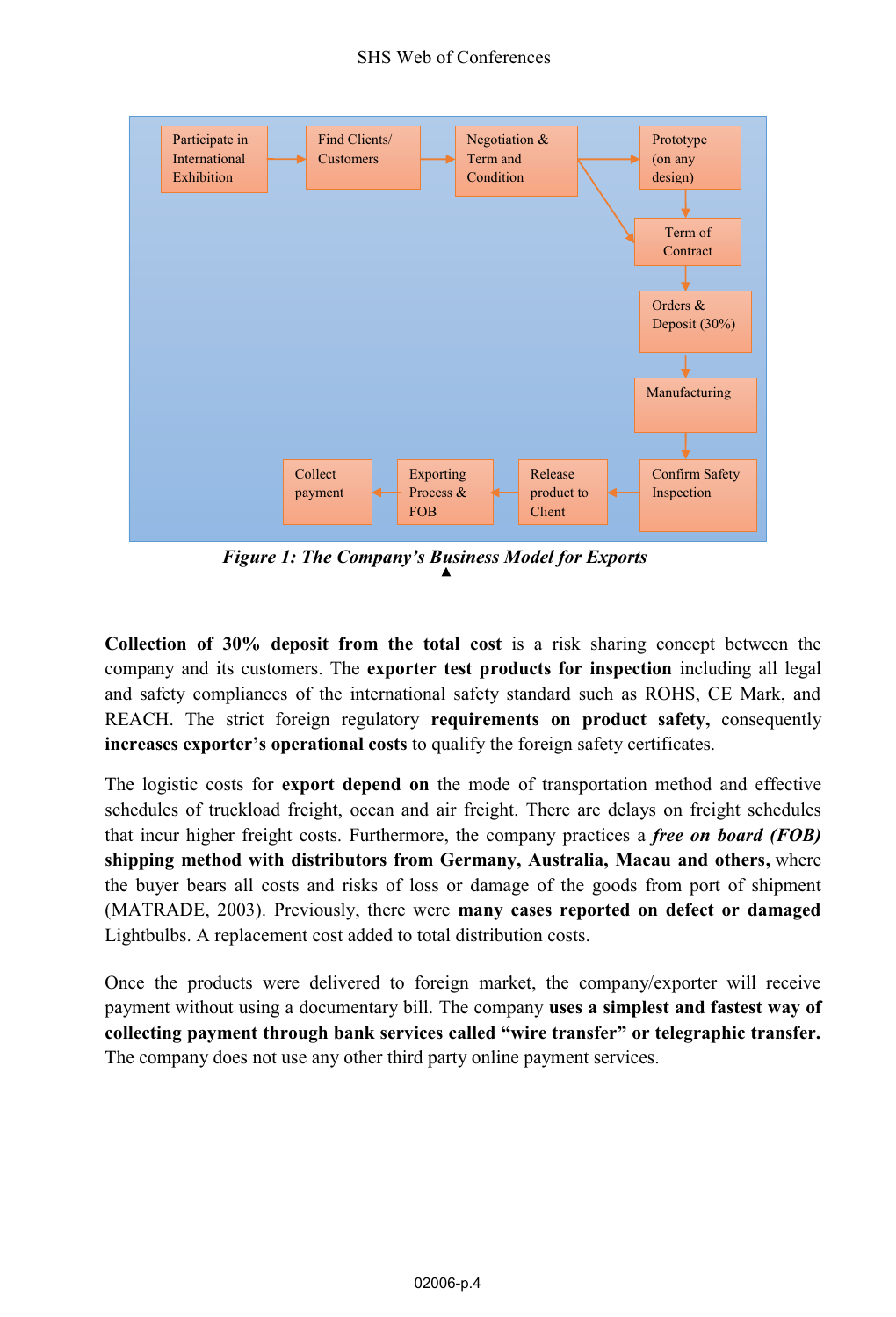Participate in International Exhibition → Find Clients/ Customers → Negotiation & Term and Condition → Prototype (on any design) → Term of Contract → Orders & Deposit (30%) → Manufacturing → Confirm Safety Inspection → Release product to Client → Exporting Process & FOB → Collect payment

*Figure 1: The Company's Business Model for Exports*

**Collection of 30% deposit from the total cost** is a risk sharing concept between the company and its customers. The **exporter test products for inspection** including all legal and safety compliances of the international safety standard such as ROHS, CE Mark, and REACH. The strict foreign regulatory **requirements on product safety,** consequently **increases exporter's operational costs** to qualify the foreign safety certificates.

The logistic costs for **export depend on** the mode of transportation method and effective schedules of truckload freight, ocean and air freight. There are delays on freight schedules that incur higher freight costs. Furthermore, the company practices a ***free on board (FOB)*** **shipping method with distributors from Germany, Australia, Macau and others,** where the buyer bears all costs and risks of loss or damage of the goods from port of shipment (MATRADE, 2003). Previously, there were **many cases reported on defect or damaged** Lightbulbs. A replacement cost added to total distribution costs.

Once the products were delivered to foreign market, the company/exporter will receive payment without using a documentary bill. The company **uses a simplest and fastest way of collecting payment through bank services called "wire transfer" or telegraphic transfer.** The company does not use any other third party online payment services.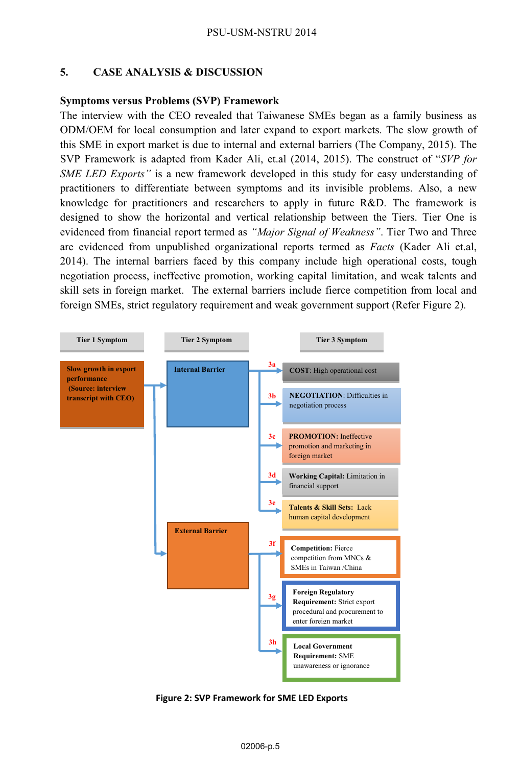## 5. CASE ANALYSIS & DISCUSSION

### Symptoms versus Problems (SVP) Framework

The interview with the CEO revealed that Taiwanese SMEs began as a family business as ODM/OEM for local consumption and later expand to export markets. The slow growth of this SME in export market is due to internal and external barriers (The Company, 2015). The SVP Framework is adapted from Kader Ali, et.al (2014, 2015). The construct of "*SVP for SME LED Exports"* is a new framework developed in this study for easy understanding of practitioners to differentiate between symptoms and its invisible problems. Also, a new knowledge for practitioners and researchers to apply in future R&D. The framework is designed to show the horizontal and vertical relationship between the Tiers. Tier One is evidenced from financial report termed as *"Major Signal of Weakness"*. Tier Two and Three are evidenced from unpublished organizational reports termed as *Facts* (Kader Ali et.al, 2014). The internal barriers faced by this company include high operational costs, tough negotiation process, ineffective promotion, working capital limitation, and weak talents and skill sets in foreign market. The external barriers include fierce competition from local and foreign SMEs, strict regulatory requirement and weak government support (Refer Figure 2).

| Tier 1 Symptom | Tier 2 Symptom | | Tier 3 Symptom |
|---|---|---|---|
| **Slow growth in export performance (Source: interview transcript with CEO)** | **Internal Barrier** | 3a | **COST**: High operational cost |
| | | 3b | **NEGOTIATION**: Difficulties in negotiation process |
| | | 3c | **PROMOTION:** Ineffective promotion and marketing in foreign market |
| | | 3d | **Working Capital:** Limitation in financial support |
| | | 3e | **Talents & Skill Sets:** Lack human capital development |
| | **External Barrier** | 3f | **Competition:** Fierce competition from MNCs & SMEs in Taiwan /China |
| | | 3g | **Foreign Regulatory Requirement:** Strict export procedural and procurement to enter foreign market |
| | | 3h | **Local Government Requirement:** SME unawareness or ignorance |

**Figure 2: SVP Framework for SME LED Exports**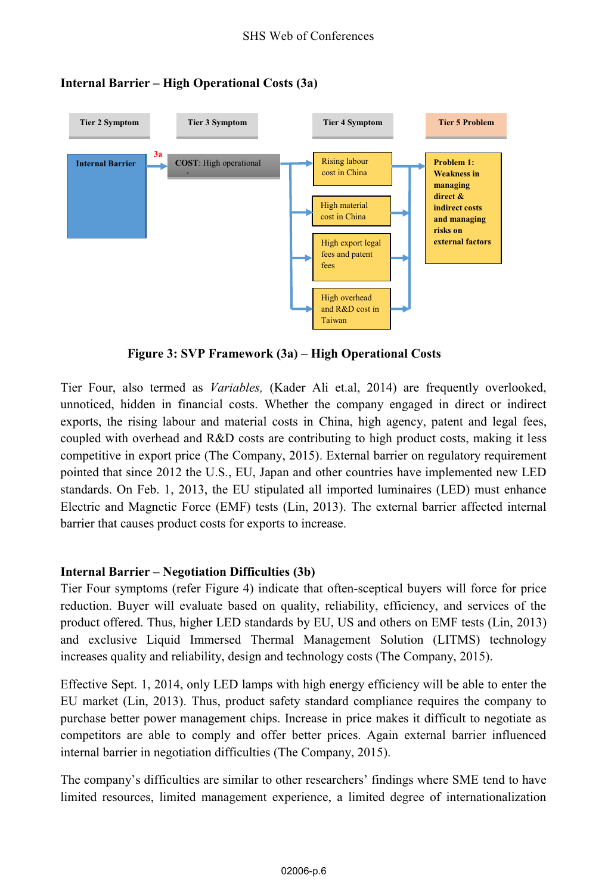**Internal Barrier – High Operational Costs (3a)**

| Tier 2 Symptom | Tier 3 Symptom | Tier 4 Symptom | Tier 5 Problem |
|---|---|---|---|
| Internal Barrier | 3a COST: High operational | Rising labour cost in China | Problem 1: Weakness in managing direct & indirect costs and managing risks on external factors |
| | | High material cost in China | |
| | | High export legal fees and patent fees | |
| | | High overhead and R&D cost in Taiwan | |

**Figure 3: SVP Framework (3a) – High Operational Costs**

Tier Four, also termed as *Variables,* (Kader Ali et.al, 2014) are frequently overlooked, unnoticed, hidden in financial costs. Whether the company engaged in direct or indirect exports, the rising labour and material costs in China, high agency, patent and legal fees, coupled with overhead and R&D costs are contributing to high product costs, making it less competitive in export price (The Company, 2015). External barrier on regulatory requirement pointed that since 2012 the U.S., EU, Japan and other countries have implemented new LED standards. On Feb. 1, 2013, the EU stipulated all imported luminaires (LED) must enhance Electric and Magnetic Force (EMF) tests (Lin, 2013). The external barrier affected internal barrier that causes product costs for exports to increase.

**Internal Barrier – Negotiation Difficulties (3b)**

Tier Four symptoms (refer Figure 4) indicate that often-sceptical buyers will force for price reduction. Buyer will evaluate based on quality, reliability, efficiency, and services of the product offered. Thus, higher LED standards by EU, US and others on EMF tests (Lin, 2013) and exclusive Liquid Immersed Thermal Management Solution (LITMS) technology increases quality and reliability, design and technology costs (The Company, 2015).

Effective Sept. 1, 2014, only LED lamps with high energy efficiency will be able to enter the EU market (Lin, 2013). Thus, product safety standard compliance requires the company to purchase better power management chips. Increase in price makes it difficult to negotiate as competitors are able to comply and offer better prices. Again external barrier influenced internal barrier in negotiation difficulties (The Company, 2015).

The company's difficulties are similar to other researchers' findings where SME tend to have limited resources, limited management experience, a limited degree of internationalization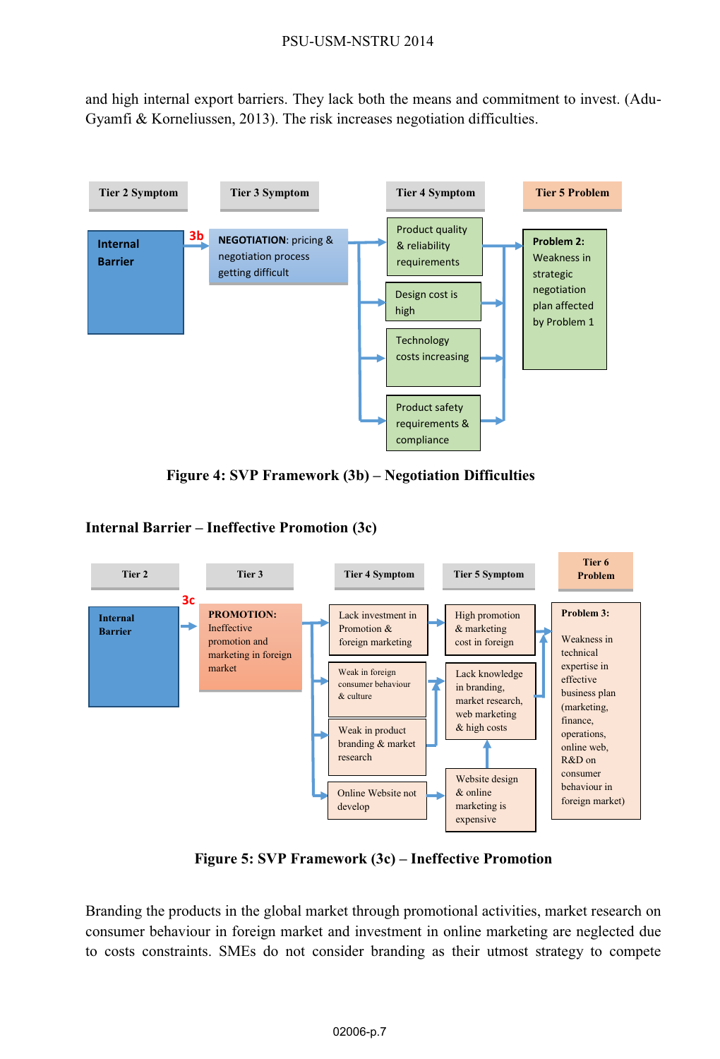and high internal export barriers. They lack both the means and commitment to invest. (Adu-Gyamfi & Korneliussen, 2013). The risk increases negotiation difficulties.

Tier 2 Symptom | Tier 3 Symptom | Tier 4 Symptom | Tier 5 Problem

Internal Barrier → 3b → **NEGOTIATION**: pricing & negotiation process getting difficult → Product quality & reliability requirements; Design cost is high; Technology costs increasing; Product safety requirements & compliance → **Problem 2:** Weakness in strategic negotiation plan affected by Problem 1

**Figure 4: SVP Framework (3b) – Negotiation Difficulties**

**Internal Barrier – Ineffective Promotion (3c)**

Tier 2 | Tier 3 | Tier 4 Symptom | Tier 5 Symptom | Tier 6 Problem

Internal Barrier → 3c → **PROMOTION:** Ineffective promotion and marketing in foreign market → Lack investment in Promotion & foreign marketing; Weak in foreign consumer behaviour & culture; Weak in product branding & market research; Online Website not develop → High promotion & marketing cost in foreign; Lack knowledge in branding, market research, web marketing & high costs; Website design & online marketing is expensive → **Problem 3:** Weakness in technical expertise in effective business plan (marketing, finance, operations, online web, R&D on consumer behaviour in foreign market)

**Figure 5: SVP Framework (3c) – Ineffective Promotion**

Branding the products in the global market through promotional activities, market research on consumer behaviour in foreign market and investment in online marketing are neglected due to costs constraints. SMEs do not consider branding as their utmost strategy to compete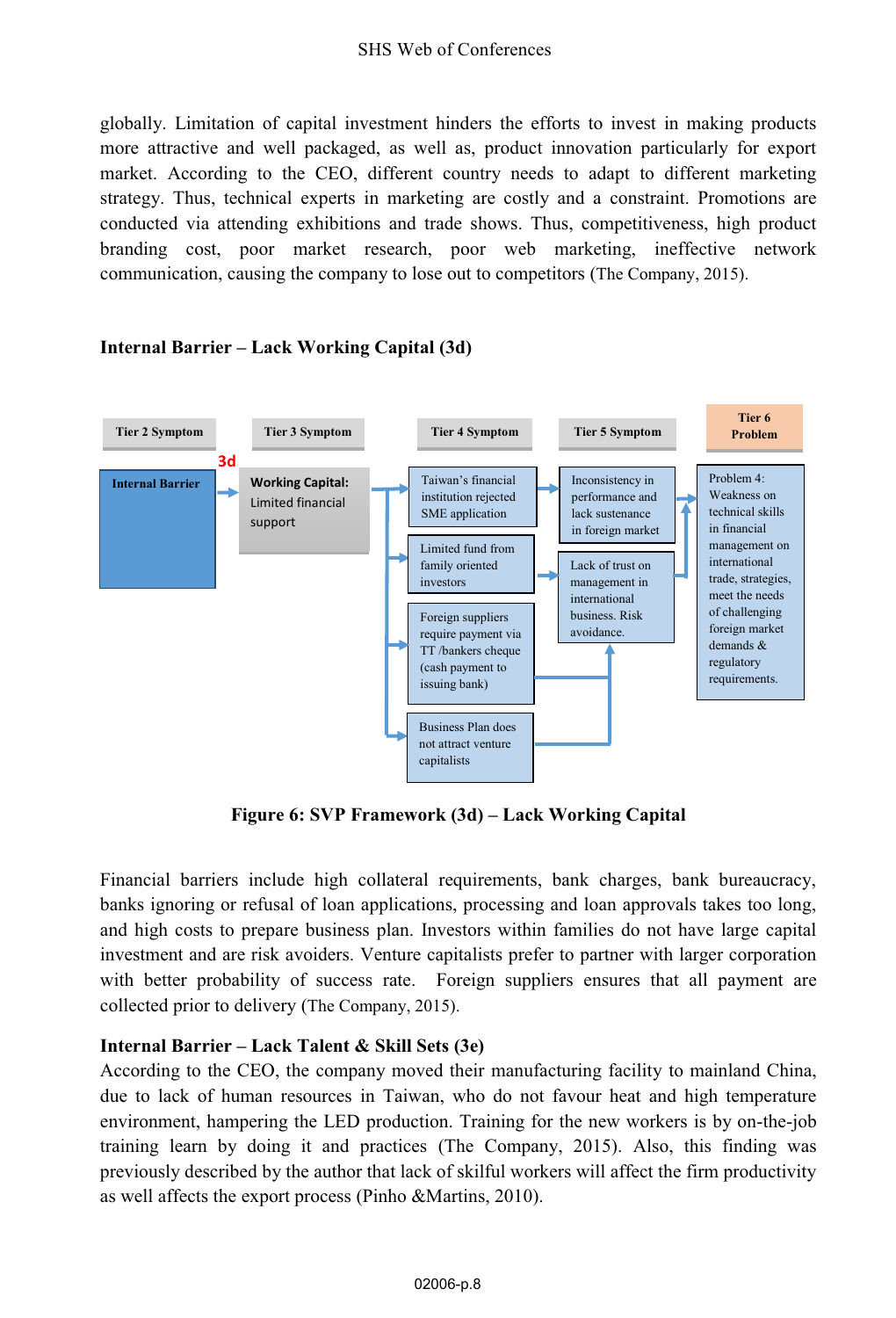globally. Limitation of capital investment hinders the efforts to invest in making products more attractive and well packaged, as well as, product innovation particularly for export market. According to the CEO, different country needs to adapt to different marketing strategy. Thus, technical experts in marketing are costly and a constraint. Promotions are conducted via attending exhibitions and trade shows. Thus, competitiveness, high product branding cost, poor market research, poor web marketing, ineffective network communication, causing the company to lose out to competitors (The Company, 2015).

**Internal Barrier – Lack Working Capital (3d)**

| Tier 2 Symptom | Tier 3 Symptom | Tier 4 Symptom | Tier 5 Symptom | Tier 6 Problem |
|---|---|---|---|---|
| 3d Internal Barrier | Working Capital: Limited financial support | Taiwan's financial institution rejected SME application | Inconsistency in performance and lack sustenance in foreign market | Problem 4: Weakness on technical skills in financial management on international trade, strategies, meet the needs of challenging foreign market demands & regulatory requirements. |
| | | Limited fund from family oriented investors | Lack of trust on management in international business. Risk avoidance. | |
| | | Foreign suppliers require payment via TT /bankers cheque (cash payment to issuing bank) | | |
| | | Business Plan does not attract venture capitalists | | |

**Figure 6: SVP Framework (3d) – Lack Working Capital**

Financial barriers include high collateral requirements, bank charges, bank bureaucracy, banks ignoring or refusal of loan applications, processing and loan approvals takes too long, and high costs to prepare business plan. Investors within families do not have large capital investment and are risk avoiders. Venture capitalists prefer to partner with larger corporation with better probability of success rate. Foreign suppliers ensures that all payment are collected prior to delivery (The Company, 2015).

**Internal Barrier – Lack Talent & Skill Sets (3e)**

According to the CEO, the company moved their manufacturing facility to mainland China, due to lack of human resources in Taiwan, who do not favour heat and high temperature environment, hampering the LED production. Training for the new workers is by on-the-job training learn by doing it and practices (The Company, 2015). Also, this finding was previously described by the author that lack of skilful workers will affect the firm productivity as well affects the export process (Pinho &Martins, 2010).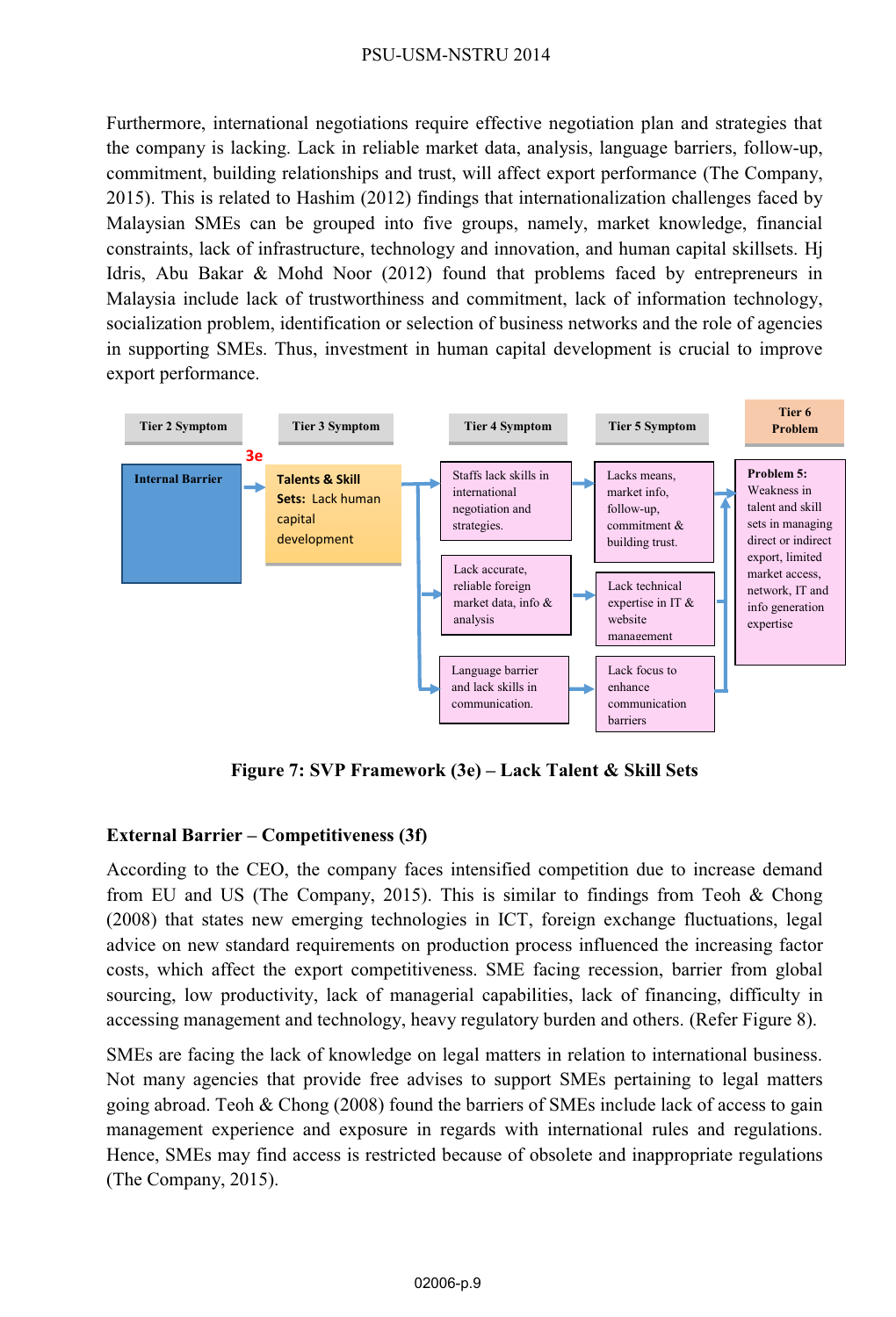Furthermore, international negotiations require effective negotiation plan and strategies that the company is lacking. Lack in reliable market data, analysis, language barriers, follow-up, commitment, building relationships and trust, will affect export performance (The Company, 2015). This is related to Hashim (2012) findings that internationalization challenges faced by Malaysian SMEs can be grouped into five groups, namely, market knowledge, financial constraints, lack of infrastructure, technology and innovation, and human capital skillsets. Hj Idris, Abu Bakar & Mohd Noor (2012) found that problems faced by entrepreneurs in Malaysia include lack of trustworthiness and commitment, lack of information technology, socialization problem, identification or selection of business networks and the role of agencies in supporting SMEs. Thus, investment in human capital development is crucial to improve export performance.

| Tier 2 Symptom | Tier 3 Symptom | Tier 4 Symptom | Tier 5 Symptom | Tier 6 Problem |
|---|---|---|---|---|
| Internal Barrier | 3e **Talents & Skill Sets:** Lack human capital development | Staffs lack skills in international negotiation and strategies. | Lacks means, market info, follow-up, commitment & building trust. | **Problem 5:** Weakness in talent and skill sets in managing direct or indirect export, limited market access, network, IT and info generation expertise |
| | | Lack accurate, reliable foreign market data, info & analysis | Lack technical expertise in IT & website management | |
| | | Language barrier and lack skills in communication. | Lack focus to enhance communication barriers | |

**Figure 7: SVP Framework (3e) – Lack Talent & Skill Sets**

### External Barrier – Competitiveness (3f)

According to the CEO, the company faces intensified competition due to increase demand from EU and US (The Company, 2015). This is similar to findings from Teoh & Chong (2008) that states new emerging technologies in ICT, foreign exchange fluctuations, legal advice on new standard requirements on production process influenced the increasing factor costs, which affect the export competitiveness. SME facing recession, barrier from global sourcing, low productivity, lack of managerial capabilities, lack of financing, difficulty in accessing management and technology, heavy regulatory burden and others. (Refer Figure 8).

SMEs are facing the lack of knowledge on legal matters in relation to international business. Not many agencies that provide free advises to support SMEs pertaining to legal matters going abroad. Teoh & Chong (2008) found the barriers of SMEs include lack of access to gain management experience and exposure in regards with international rules and regulations. Hence, SMEs may find access is restricted because of obsolete and inappropriate regulations (The Company, 2015).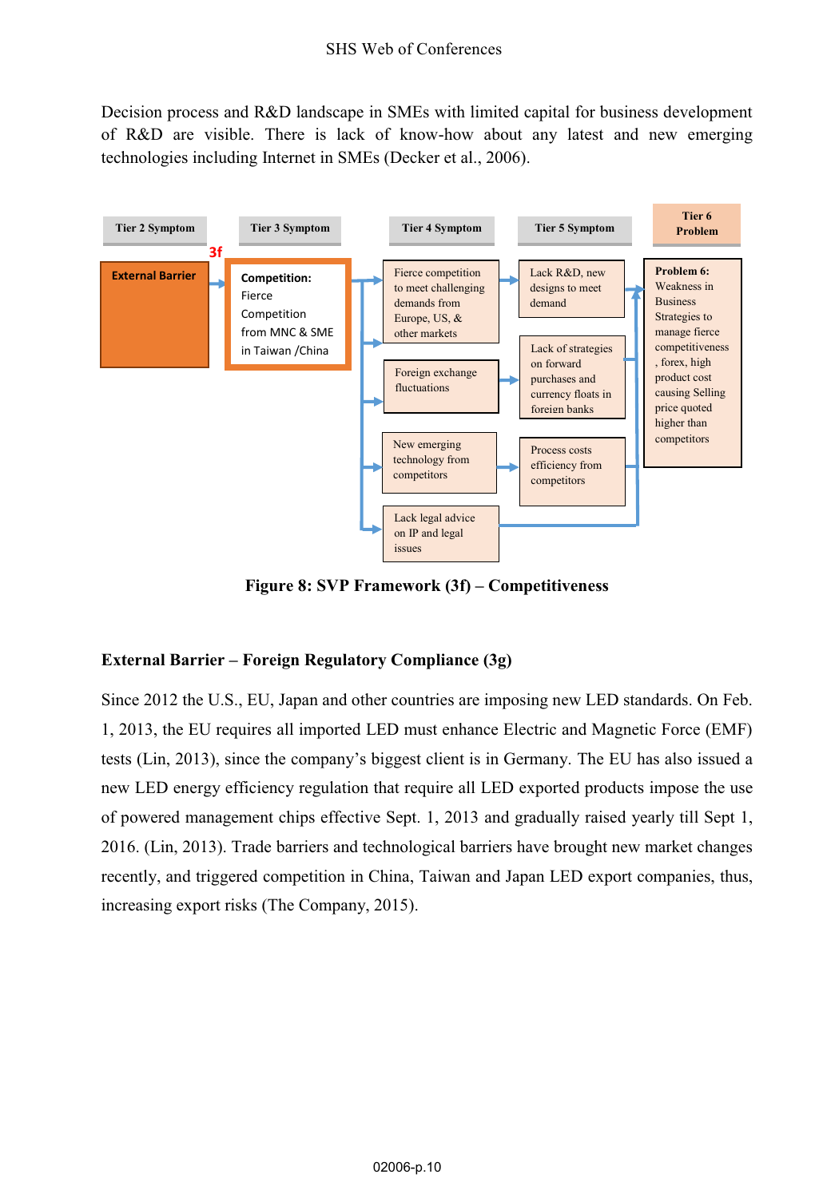Decision process and R&D landscape in SMEs with limited capital for business development of R&D are visible. There is lack of know-how about any latest and new emerging technologies including Internet in SMEs (Decker et al., 2006).

| Tier 2 Symptom | Tier 3 Symptom | Tier 4 Symptom | Tier 5 Symptom | Tier 6 Problem |
|---|---|---|---|---|
| External Barrier (3f) | **Competition:** Fierce Competition from MNC & SME in Taiwan /China | Fierce competition to meet challenging demands from Europe, US, & other markets | Lack R&D, new designs to meet demand | **Problem 6:** Weakness in Business Strategies to manage fierce competitiveness, forex, high product cost causing Selling price quoted higher than competitors |
| | | Foreign exchange fluctuations | Lack of strategies on forward purchases and currency floats in foreign banks | |
| | | New emerging technology from competitors | Process costs efficiency from competitors | |
| | | Lack legal advice on IP and legal issues | | |

**Figure 8: SVP Framework (3f) – Competitiveness**

### External Barrier – Foreign Regulatory Compliance (3g)

Since 2012 the U.S., EU, Japan and other countries are imposing new LED standards. On Feb. 1, 2013, the EU requires all imported LED must enhance Electric and Magnetic Force (EMF) tests (Lin, 2013), since the company's biggest client is in Germany. The EU has also issued a new LED energy efficiency regulation that require all LED exported products impose the use of powered management chips effective Sept. 1, 2013 and gradually raised yearly till Sept 1, 2016. (Lin, 2013). Trade barriers and technological barriers have brought new market changes recently, and triggered competition in China, Taiwan and Japan LED export companies, thus, increasing export risks (The Company, 2015).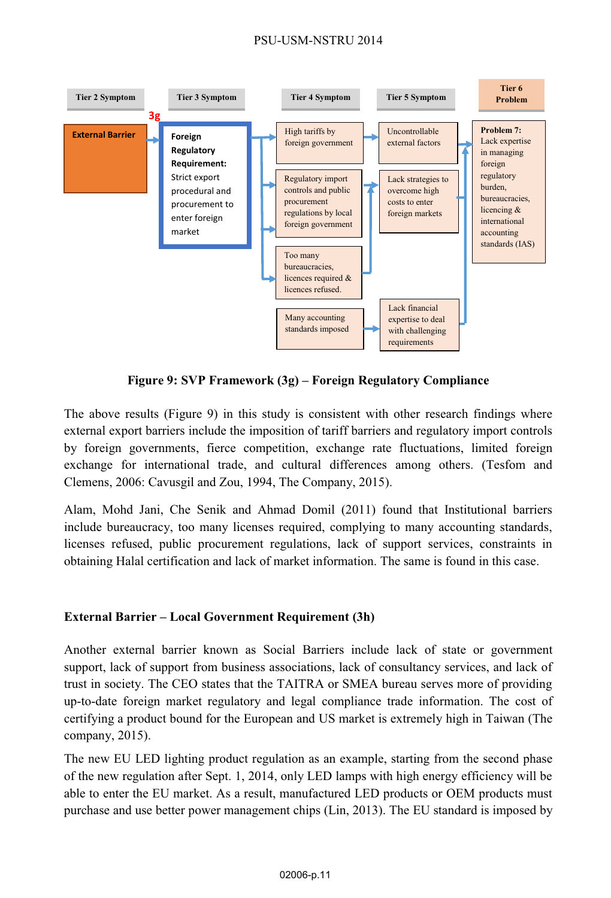| Tier 2 Symptom | Tier 3 Symptom | Tier 4 Symptom | Tier 5 Symptom | Tier 6 Problem |
|---|---|---|---|---|
| External Barrier | **3g** Foreign Regulatory Requirement: Strict export procedural and procurement to enter foreign market | High tariffs by foreign government | Uncontrollable external factors | Problem 7: Lack expertise in managing foreign regulatory burden, bureaucracies, licencing & international accounting standards (IAS) |
| | | Regulatory import controls and public procurement regulations by local foreign government | Lack strategies to overcome high costs to enter foreign markets | |
| | | Too many bureaucracies, licences required & licences refused. | | |
| | | Many accounting standards imposed | Lack financial expertise to deal with challenging requirements | |

**Figure 9: SVP Framework (3g) – Foreign Regulatory Compliance**

The above results (Figure 9) in this study is consistent with other research findings where external export barriers include the imposition of tariff barriers and regulatory import controls by foreign governments, fierce competition, exchange rate fluctuations, limited foreign exchange for international trade, and cultural differences among others. (Tesfom and Clemens, 2006: Cavusgil and Zou, 1994, The Company, 2015).

Alam, Mohd Jani, Che Senik and Ahmad Domil (2011) found that Institutional barriers include bureaucracy, too many licenses required, complying to many accounting standards, licenses refused, public procurement regulations, lack of support services, constraints in obtaining Halal certification and lack of market information. The same is found in this case.

### External Barrier – Local Government Requirement (3h)

Another external barrier known as Social Barriers include lack of state or government support, lack of support from business associations, lack of consultancy services, and lack of trust in society. The CEO states that the TAITRA or SMEA bureau serves more of providing up-to-date foreign market regulatory and legal compliance trade information. The cost of certifying a product bound for the European and US market is extremely high in Taiwan (The company, 2015).

The new EU LED lighting product regulation as an example, starting from the second phase of the new regulation after Sept. 1, 2014, only LED lamps with high energy efficiency will be able to enter the EU market. As a result, manufactured LED products or OEM products must purchase and use better power management chips (Lin, 2013). The EU standard is imposed by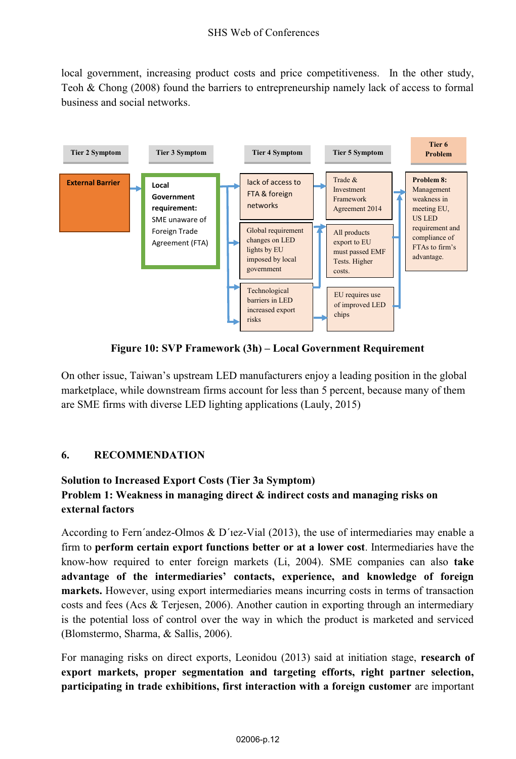local government, increasing product costs and price competitiveness. In the other study, Teoh & Chong (2008) found the barriers to entrepreneurship namely lack of access to formal business and social networks.

| Tier 2 Symptom | Tier 3 Symptom | Tier 4 Symptom | Tier 5 Symptom | Tier 6 Problem |
|---|---|---|---|---|
| External Barrier | **Local Government requirement:** SME unaware of Foreign Trade Agreement (FTA) | lack of access to FTA & foreign networks | Trade & Investment Framework Agreement 2014 | **Problem 8:** Management weakness in meeting EU, US LED requirement and compliance of FTAs to firm's advantage. |
| | | Global requirement changes on LED lights by EU imposed by local government | All products export to EU must passed EMF Tests. Higher costs. | |
| | | Technological barriers in LED increased export risks | EU requires use of improved LED chips | |

**Figure 10: SVP Framework (3h) – Local Government Requirement**

On other issue, Taiwan's upstream LED manufacturers enjoy a leading position in the global marketplace, while downstream firms account for less than 5 percent, because many of them are SME firms with diverse LED lighting applications (Lauly, 2015)

## 6. RECOMMENDATION

### Solution to Increased Export Costs (Tier 3a Symptom)

### Problem 1: Weakness in managing direct & indirect costs and managing risks on external factors

According to Fern´andez-Olmos & D´ıez-Vial (2013), the use of intermediaries may enable a firm to **perform certain export functions better or at a lower cost**. Intermediaries have the know-how required to enter foreign markets (Li, 2004). SME companies can also **take advantage of the intermediaries' contacts, experience, and knowledge of foreign markets.** However, using export intermediaries means incurring costs in terms of transaction costs and fees (Acs & Terjesen, 2006). Another caution in exporting through an intermediary is the potential loss of control over the way in which the product is marketed and serviced (Blomstermo, Sharma, & Sallis, 2006).

For managing risks on direct exports, Leonidou (2013) said at initiation stage, **research of export markets, proper segmentation and targeting efforts, right partner selection, participating in trade exhibitions, first interaction with a foreign customer** are important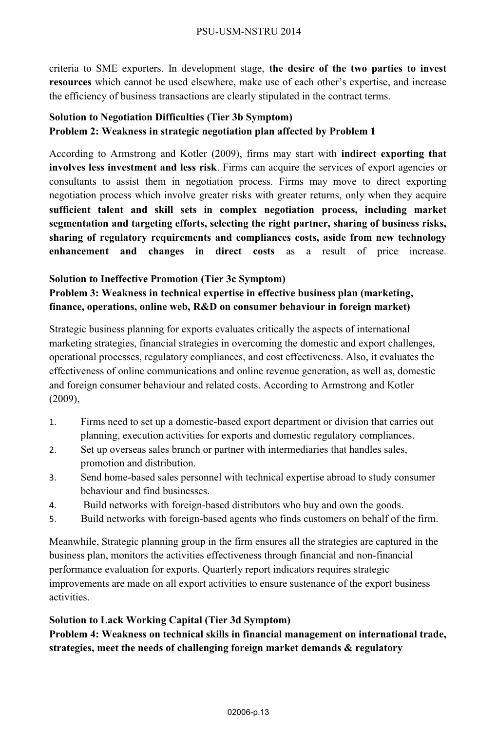criteria to SME exporters. In development stage, **the desire of the two parties to invest resources** which cannot be used elsewhere, make use of each other's expertise, and increase the efficiency of business transactions are clearly stipulated in the contract terms.

**Solution to Negotiation Difficulties (Tier 3b Symptom)**
**Problem 2: Weakness in strategic negotiation plan affected by Problem 1**

According to Armstrong and Kotler (2009), firms may start with **indirect exporting that involves less investment and less risk**. Firms can acquire the services of export agencies or consultants to assist them in negotiation process. Firms may move to direct exporting negotiation process which involve greater risks with greater returns, only when they acquire **sufficient talent and skill sets in complex negotiation process, including market segmentation and targeting efforts, selecting the right partner, sharing of business risks, sharing of regulatory requirements and compliances costs, aside from new technology enhancement and changes in direct costs** as a result of price increase.

**Solution to Ineffective Promotion (Tier 3c Symptom)**
**Problem 3: Weakness in technical expertise in effective business plan (marketing, finance, operations, online web, R&D on consumer behaviour in foreign market)**

Strategic business planning for exports evaluates critically the aspects of international marketing strategies, financial strategies in overcoming the domestic and export challenges, operational processes, regulatory compliances, and cost effectiveness. Also, it evaluates the effectiveness of online communications and online revenue generation, as well as, domestic and foreign consumer behaviour and related costs. According to Armstrong and Kotler (2009),

1. Firms need to set up a domestic-based export department or division that carries out planning, execution activities for exports and domestic regulatory compliances.
2. Set up overseas sales branch or partner with intermediaries that handles sales, promotion and distribution.
3. Send home-based sales personnel with technical expertise abroad to study consumer behaviour and find businesses.
4. Build networks with foreign-based distributors who buy and own the goods.
5. Build networks with foreign-based agents who finds customers on behalf of the firm.

Meanwhile, Strategic planning group in the firm ensures all the strategies are captured in the business plan, monitors the activities effectiveness through financial and non-financial performance evaluation for exports. Quarterly report indicators requires strategic improvements are made on all export activities to ensure sustenance of the export business activities.

**Solution to Lack Working Capital (Tier 3d Symptom)**
**Problem 4: Weakness on technical skills in financial management on international trade, strategies, meet the needs of challenging foreign market demands & regulatory**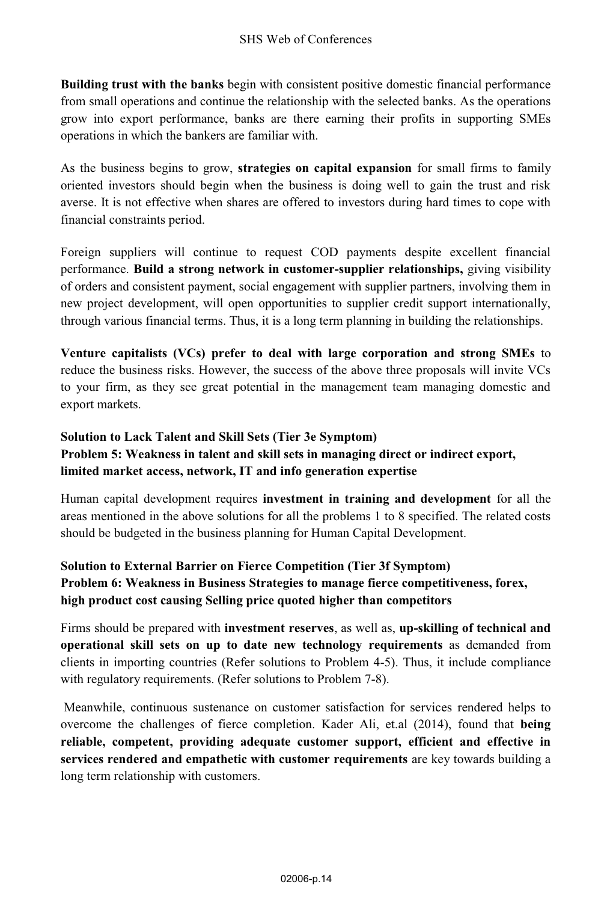**Building trust with the banks** begin with consistent positive domestic financial performance from small operations and continue the relationship with the selected banks. As the operations grow into export performance, banks are there earning their profits in supporting SMEs operations in which the bankers are familiar with.

As the business begins to grow, **strategies on capital expansion** for small firms to family oriented investors should begin when the business is doing well to gain the trust and risk averse. It is not effective when shares are offered to investors during hard times to cope with financial constraints period.

Foreign suppliers will continue to request COD payments despite excellent financial performance. **Build a strong network in customer-supplier relationships,** giving visibility of orders and consistent payment, social engagement with supplier partners, involving them in new project development, will open opportunities to supplier credit support internationally, through various financial terms. Thus, it is a long term planning in building the relationships.

**Venture capitalists (VCs) prefer to deal with large corporation and strong SMEs** to reduce the business risks. However, the success of the above three proposals will invite VCs to your firm, as they see great potential in the management team managing domestic and export markets.

**Solution to Lack Talent and Skill Sets (Tier 3e Symptom)**
**Problem 5: Weakness in talent and skill sets in managing direct or indirect export, limited market access, network, IT and info generation expertise**

Human capital development requires **investment in training and development** for all the areas mentioned in the above solutions for all the problems 1 to 8 specified. The related costs should be budgeted in the business planning for Human Capital Development.

**Solution to External Barrier on Fierce Competition (Tier 3f Symptom)**
**Problem 6: Weakness in Business Strategies to manage fierce competitiveness, forex, high product cost causing Selling price quoted higher than competitors**

Firms should be prepared with **investment reserves**, as well as, **up-skilling of technical and operational skill sets on up to date new technology requirements** as demanded from clients in importing countries (Refer solutions to Problem 4-5). Thus, it include compliance with regulatory requirements. (Refer solutions to Problem 7-8).

Meanwhile, continuous sustenance on customer satisfaction for services rendered helps to overcome the challenges of fierce completion. Kader Ali, et.al (2014), found that **being reliable, competent, providing adequate customer support, efficient and effective in services rendered and empathetic with customer requirements** are key towards building a long term relationship with customers.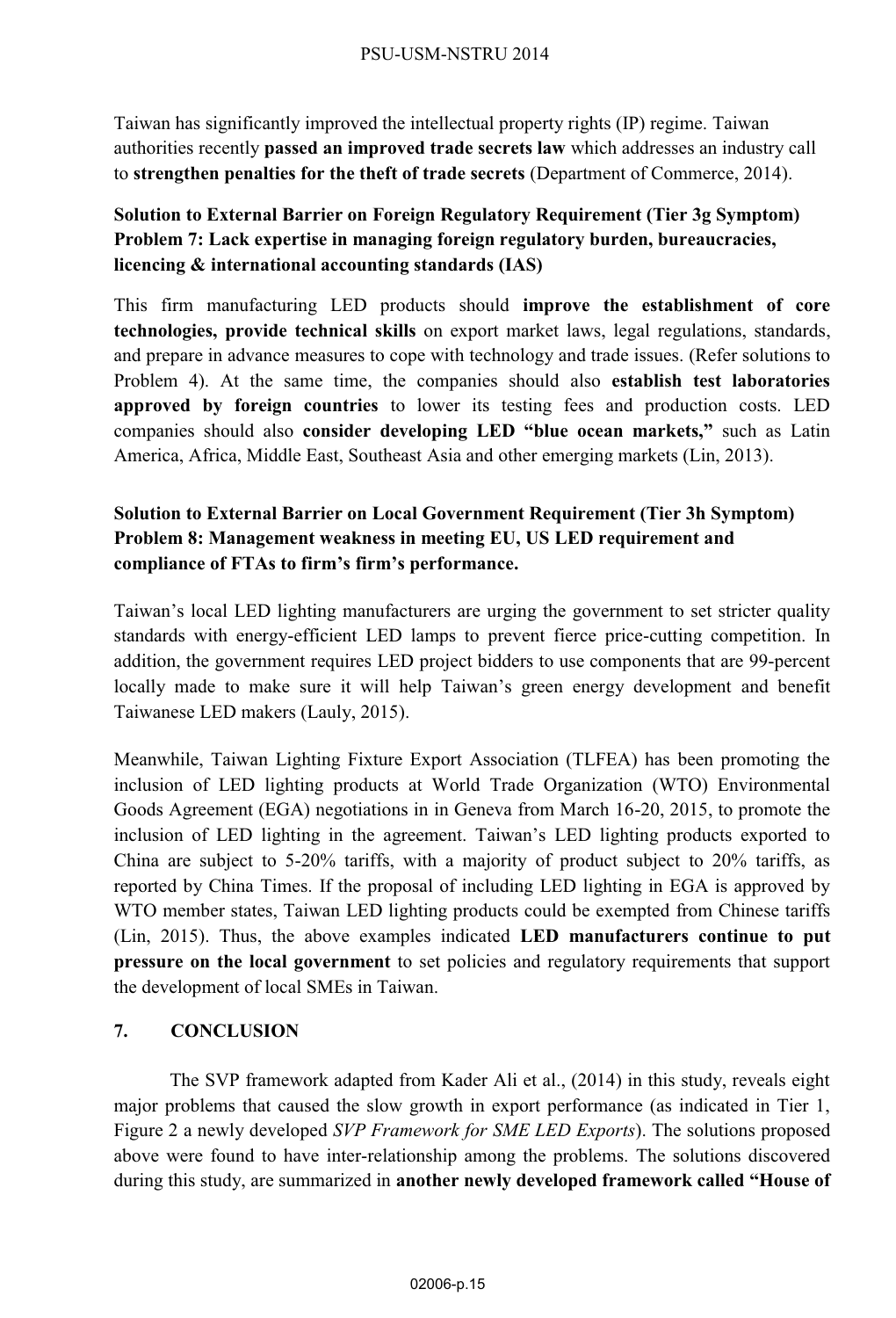Taiwan has significantly improved the intellectual property rights (IP) regime. Taiwan authorities recently **passed an improved trade secrets law** which addresses an industry call to **strengthen penalties for the theft of trade secrets** (Department of Commerce, 2014).

**Solution to External Barrier on Foreign Regulatory Requirement (Tier 3g Symptom)**
**Problem 7: Lack expertise in managing foreign regulatory burden, bureaucracies, licencing & international accounting standards (IAS)**

This firm manufacturing LED products should **improve the establishment of core technologies, provide technical skills** on export market laws, legal regulations, standards, and prepare in advance measures to cope with technology and trade issues. (Refer solutions to Problem 4). At the same time, the companies should also **establish test laboratories approved by foreign countries** to lower its testing fees and production costs. LED companies should also **consider developing LED "blue ocean markets,"** such as Latin America, Africa, Middle East, Southeast Asia and other emerging markets (Lin, 2013).

**Solution to External Barrier on Local Government Requirement (Tier 3h Symptom)**
**Problem 8: Management weakness in meeting EU, US LED requirement and compliance of FTAs to firm's firm's performance.**

Taiwan's local LED lighting manufacturers are urging the government to set stricter quality standards with energy-efficient LED lamps to prevent fierce price-cutting competition. In addition, the government requires LED project bidders to use components that are 99-percent locally made to make sure it will help Taiwan's green energy development and benefit Taiwanese LED makers (Lauly, 2015).

Meanwhile, Taiwan Lighting Fixture Export Association (TLFEA) has been promoting the inclusion of LED lighting products at World Trade Organization (WTO) Environmental Goods Agreement (EGA) negotiations in in Geneva from March 16-20, 2015, to promote the inclusion of LED lighting in the agreement. Taiwan's LED lighting products exported to China are subject to 5-20% tariffs, with a majority of product subject to 20% tariffs, as reported by China Times. If the proposal of including LED lighting in EGA is approved by WTO member states, Taiwan LED lighting products could be exempted from Chinese tariffs (Lin, 2015). Thus, the above examples indicated **LED manufacturers continue to put pressure on the local government** to set policies and regulatory requirements that support the development of local SMEs in Taiwan.

## 7. CONCLUSION

The SVP framework adapted from Kader Ali et al., (2014) in this study, reveals eight major problems that caused the slow growth in export performance (as indicated in Tier 1, Figure 2 a newly developed *SVP Framework for SME LED Exports*). The solutions proposed above were found to have inter-relationship among the problems. The solutions discovered during this study, are summarized in **another newly developed framework called "House of**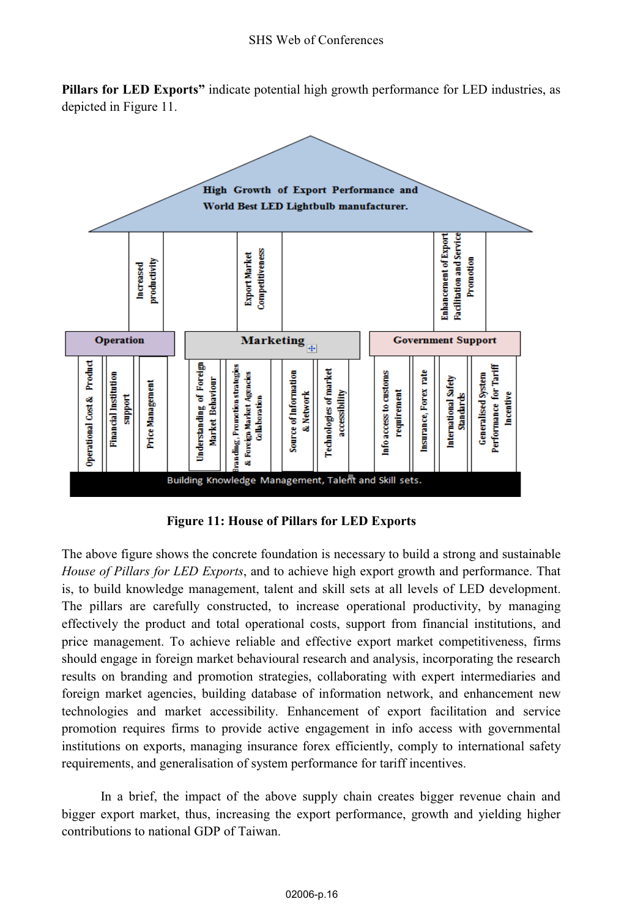**Pillars for LED Exports”** indicate potential high growth performance for LED industries, as depicted in Figure 11.

**High Growth of Export Performance and World Best LED Lightbulb manufacturer.**

Increased productivity

Export Market Competitiveness

Enhancement of Export Facilitation and Service Promotion

**Operation**

**Marketing**

**Government Support**

Operational Cost & Product

Financial Institution support

Price Management

Understanding of Foreign Market Behaviour

Branding, Promotion strategies & Foreign Market Agencies Collaboration

Source of Information & Network

Technologies of market accessibility

Info access to customs requirement

Insurance, Forex rate

International Safety Standards

Generalised System Performance for Tariff Incentive

Building Knowledge Management, Talent and Skill sets.

**Figure 11: House of Pillars for LED Exports**

The above figure shows the concrete foundation is necessary to build a strong and sustainable *House of Pillars for LED Exports*, and to achieve high export growth and performance. That is, to build knowledge management, talent and skill sets at all levels of LED development. The pillars are carefully constructed, to increase operational productivity, by managing effectively the product and total operational costs, support from financial institutions, and price management. To achieve reliable and effective export market competitiveness, firms should engage in foreign market behavioural research and analysis, incorporating the research results on branding and promotion strategies, collaborating with expert intermediaries and foreign market agencies, building database of information network, and enhancement new technologies and market accessibility. Enhancement of export facilitation and service promotion requires firms to provide active engagement in info access with governmental institutions on exports, managing insurance forex efficiently, comply to international safety requirements, and generalisation of system performance for tariff incentives.

In a brief, the impact of the above supply chain creates bigger revenue chain and bigger export market, thus, increasing the export performance, growth and yielding higher contributions to national GDP of Taiwan.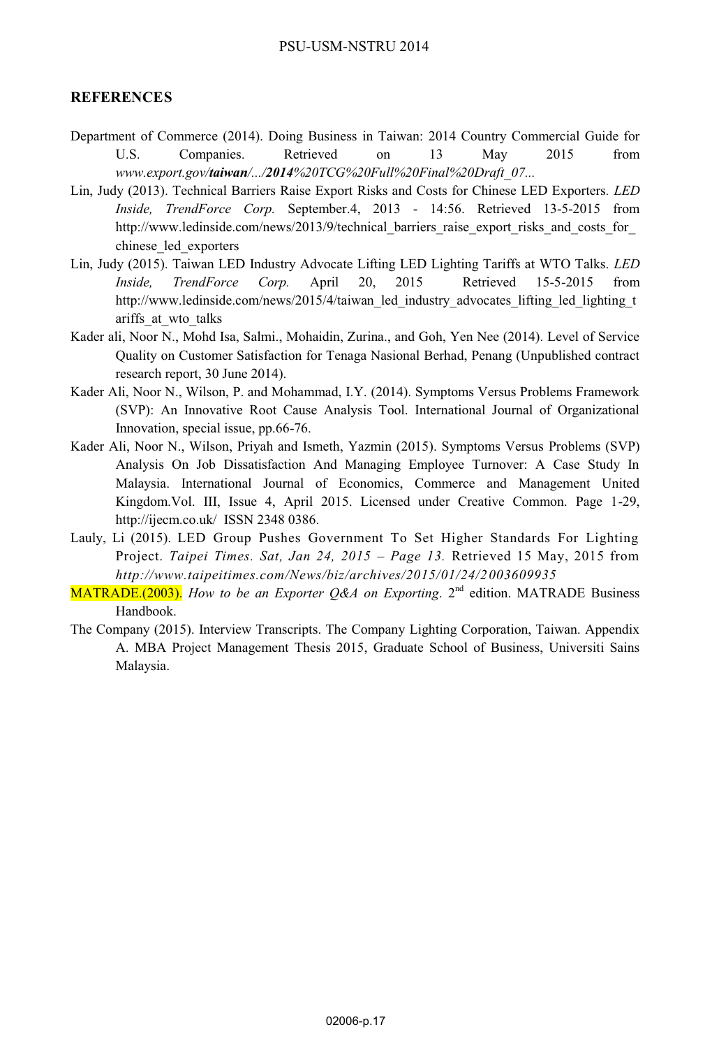## REFERENCES

Department of Commerce (2014). Doing Business in Taiwan: 2014 Country Commercial Guide for U.S. Companies. Retrieved on 13 May 2015 from *www.export.gov/**taiwan**/.../**2014**%20TCG%20Full%20Final%20Draft_07...*

Lin, Judy (2013). Technical Barriers Raise Export Risks and Costs for Chinese LED Exporters. *LED Inside, TrendForce Corp.* September.4, 2013 - 14:56. Retrieved 13-5-2015 from http://www.ledinside.com/news/2013/9/technical_barriers_raise_export_risks_and_costs_for_chinese_led_exporters

Lin, Judy (2015). Taiwan LED Industry Advocate Lifting LED Lighting Tariffs at WTO Talks. *LED Inside, TrendForce Corp.* April 20, 2015 Retrieved 15-5-2015 from http://www.ledinside.com/news/2015/4/taiwan_led_industry_advocates_lifting_led_lighting_tariffs_at_wto_talks

Kader ali, Noor N., Mohd Isa, Salmi., Mohaidin, Zurina., and Goh, Yen Nee (2014). Level of Service Quality on Customer Satisfaction for Tenaga Nasional Berhad, Penang (Unpublished contract research report, 30 June 2014).

Kader Ali, Noor N., Wilson, P. and Mohammad, I.Y. (2014). Symptoms Versus Problems Framework (SVP): An Innovative Root Cause Analysis Tool. International Journal of Organizational Innovation, special issue, pp.66-76.

Kader Ali, Noor N., Wilson, Priyah and Ismeth, Yazmin (2015). Symptoms Versus Problems (SVP) Analysis On Job Dissatisfaction And Managing Employee Turnover: A Case Study In Malaysia. International Journal of Economics, Commerce and Management United Kingdom.Vol. III, Issue 4, April 2015. Licensed under Creative Common. Page 1-29, http://ijecm.co.uk/ ISSN 2348 0386.

Lauly, Li (2015). LED Group Pushes Government To Set Higher Standards For Lighting Project. *Taipei Times. Sat, Jan 24, 2015 – Page 13.* Retrieved 15 May, 2015 from *http://www.taipeitimes.com/News/biz/archives/2015/01/24/2003609935*

MATRADE.(2003). *How to be an Exporter Q&A on Exporting*. 2nd edition. MATRADE Business Handbook.

The Company (2015). Interview Transcripts. The Company Lighting Corporation, Taiwan. Appendix A. MBA Project Management Thesis 2015, Graduate School of Business, Universiti Sains Malaysia.